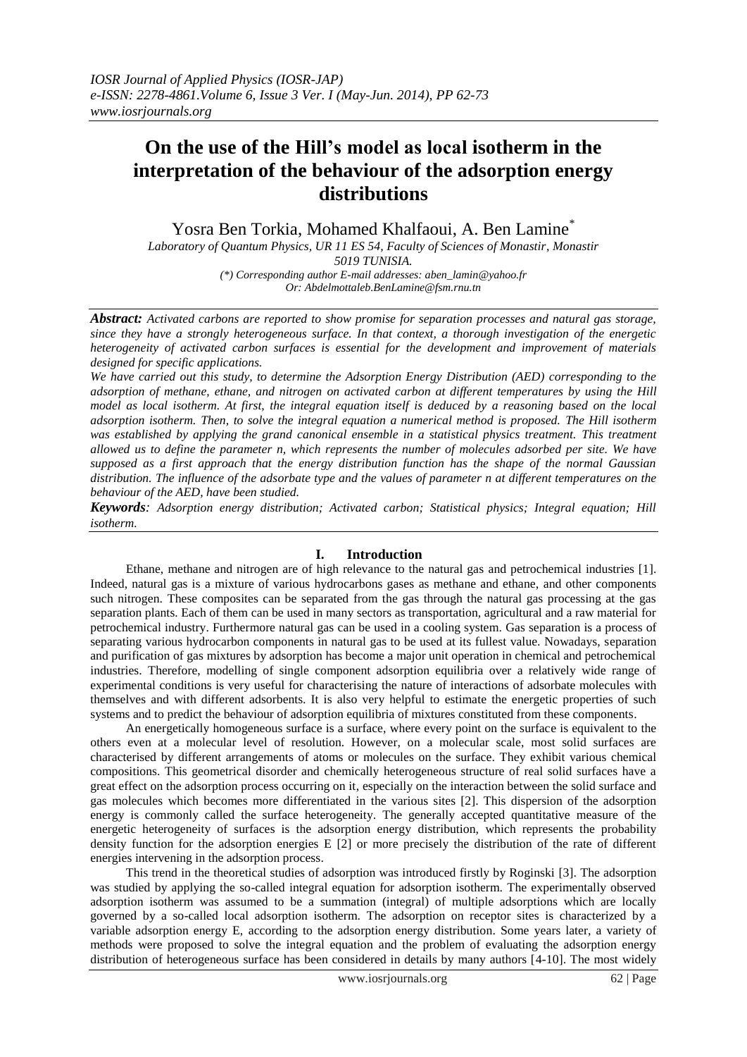# On the use of the Hill's model as local isotherm in the interpretation of the behaviour of the adsorption energy distributions

Yosra Ben Torkia, Mohamed Khalfaoui, A. Ben Lamine*

*Laboratory of Quantum Physics, UR 11 ES 54, Faculty of Sciences of Monastir, Monastir 5019 TUNISIA.*
*(\*) Corresponding author E-mail addresses: aben_lamin@yahoo.fr*
*Or: Abdelmottaleb.BenLamine@fsm.rnu.tn*

***Abstract:*** *Activated carbons are reported to show promise for separation processes and natural gas storage, since they have a strongly heterogeneous surface. In that context, a thorough investigation of the energetic heterogeneity of activated carbon surfaces is essential for the development and improvement of materials designed for specific applications.*

*We have carried out this study, to determine the Adsorption Energy Distribution (AED) corresponding to the adsorption of methane, ethane, and nitrogen on activated carbon at different temperatures by using the Hill model as local isotherm. At first, the integral equation itself is deduced by a reasoning based on the local adsorption isotherm. Then, to solve the integral equation a numerical method is proposed. The Hill isotherm was established by applying the grand canonical ensemble in a statistical physics treatment. This treatment allowed us to define the parameter n, which represents the number of molecules adsorbed per site. We have supposed as a first approach that the energy distribution function has the shape of the normal Gaussian distribution. The influence of the adsorbate type and the values of parameter n at different temperatures on the behaviour of the AED, have been studied.*

***Keywords****: Adsorption energy distribution; Activated carbon; Statistical physics; Integral equation; Hill isotherm.*

## I. Introduction

Ethane, methane and nitrogen are of high relevance to the natural gas and petrochemical industries [1]. Indeed, natural gas is a mixture of various hydrocarbons gases as methane and ethane, and other components such nitrogen. These composites can be separated from the gas through the natural gas processing at the gas separation plants. Each of them can be used in many sectors as transportation, agricultural and a raw material for petrochemical industry. Furthermore natural gas can be used in a cooling system. Gas separation is a process of separating various hydrocarbon components in natural gas to be used at its fullest value. Nowadays, separation and purification of gas mixtures by adsorption has become a major unit operation in chemical and petrochemical industries. Therefore, modelling of single component adsorption equilibria over a relatively wide range of experimental conditions is very useful for characterising the nature of interactions of adsorbate molecules with themselves and with different adsorbents. It is also very helpful to estimate the energetic properties of such systems and to predict the behaviour of adsorption equilibria of mixtures constituted from these components.

An energetically homogeneous surface is a surface, where every point on the surface is equivalent to the others even at a molecular level of resolution. However, on a molecular scale, most solid surfaces are characterised by different arrangements of atoms or molecules on the surface. They exhibit various chemical compositions. This geometrical disorder and chemically heterogeneous structure of real solid surfaces have a great effect on the adsorption process occurring on it, especially on the interaction between the solid surface and gas molecules which becomes more differentiated in the various sites [2]. This dispersion of the adsorption energy is commonly called the surface heterogeneity. The generally accepted quantitative measure of the energetic heterogeneity of surfaces is the adsorption energy distribution, which represents the probability density function for the adsorption energies E [2] or more precisely the distribution of the rate of different energies intervening in the adsorption process.

This trend in the theoretical studies of adsorption was introduced firstly by Roginski [3]. The adsorption was studied by applying the so-called integral equation for adsorption isotherm. The experimentally observed adsorption isotherm was assumed to be a summation (integral) of multiple adsorptions which are locally governed by a so-called local adsorption isotherm. The adsorption on receptor sites is characterized by a variable adsorption energy E, according to the adsorption energy distribution. Some years later, a variety of methods were proposed to solve the integral equation and the problem of evaluating the adsorption energy distribution of heterogeneous surface has been considered in details by many authors [4-10]. The most widely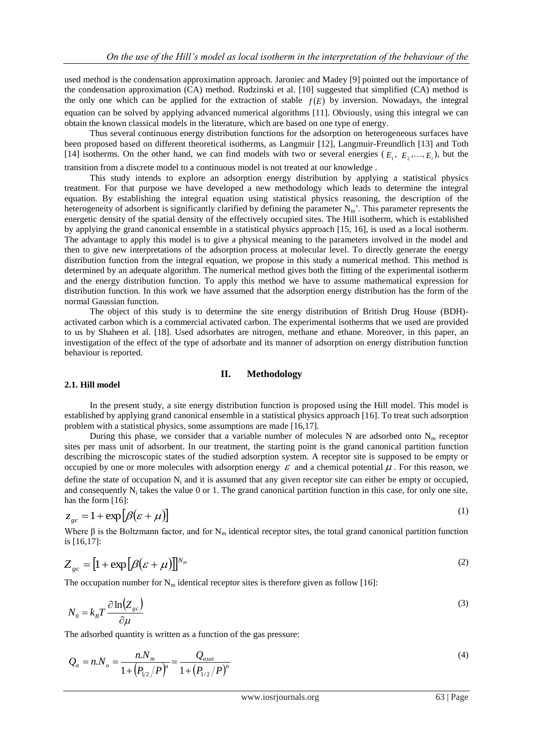used method is the condensation approximation approach. Jaroniec and Madey [9] pointed out the importance of the condensation approximation (CA) method. Rudzinski et al. [10] suggested that simplified (CA) method is the only one which can be applied for the extraction of stable $f(E)$ by inversion. Nowadays, the integral equation can be solved by applying advanced numerical algorithms [11]. Obviously, using this integral we can obtain the known classical models in the literature, which are based on one type of energy.

Thus several continuous energy distribution functions for the adsorption on heterogeneous surfaces have been proposed based on different theoretical isotherms, as Langmuir [12], Langmuir-Freundlich [13] and Toth [14] isotherms. On the other hand, we can find models with two or several energies ($E_1,\ E_2,\ldots,E_i$), but the transition from a discrete model to a continuous model is not treated at our knowledge .

This study intends to explore an adsorption energy distribution by applying a statistical physics treatment. For that purpose we have developed a new methodology which leads to determine the integral equation. By establishing the integral equation using statistical physics reasoning, the description of the heterogeneity of adsorbent is significantly clarified by defining the parameter $N_m$'. This parameter represents the energetic density of the spatial density of the effectively occupied sites. The Hill isotherm, which is established by applying the grand canonical ensemble in a statistical physics approach [15, 16], is used as a local isotherm. The advantage to apply this model is to give a physical meaning to the parameters involved in the model and then to give new interpretations of the adsorption process at molecular level. To directly generate the energy distribution function from the integral equation, we propose in this study a numerical method. This method is determined by an adequate algorithm. The numerical method gives both the fitting of the experimental isotherm and the energy distribution function. To apply this method we have to assume mathematical expression for distribution function. In this work we have assumed that the adsorption energy distribution has the form of the normal Gaussian function.

The object of this study is to determine the site energy distribution of British Drug House (BDH)-activated carbon which is a commercial activated carbon. The experimental isotherms that we used are provided to us by Shaheen et al. [18]. Used adsorbates are nitrogen, methane and ethane. Moreover, in this paper, an investigation of the effect of the type of adsorbate and its manner of adsorption on energy distribution function behaviour is reported.

## II. Methodology

### 2.1. Hill model

In the present study, a site energy distribution function is proposed using the Hill model. This model is established by applying grand canonical ensemble in a statistical physics approach [16]. To treat such adsorption problem with a statistical physics, some assumptions are made [16,17].

During this phase, we consider that a variable number of molecules N are adsorbed onto $N_m$ receptor sites per mass unit of adsorbent. In our treatment, the starting point is the grand canonical partition function describing the microscopic states of the studied adsorption system. A receptor site is supposed to be empty or occupied by one or more molecules with adsorption energy $\varepsilon$ and a chemical potential $\mu$ . For this reason, we define the state of occupation $N_i$ and it is assumed that any given receptor site can either be empty or occupied, and consequently $N_i$ takes the value 0 or 1. The grand canonical partition function in this case, for only one site, has the form [16]:

$$z_{gc} = 1 + \exp\left[\beta(\varepsilon + \mu)\right] \tag{1}$$

Where β is the Boltzmann factor, and for $N_m$ identical receptor sites, the total grand canonical partition function is [16,17]:

$$Z_{gc} = \left[1 + \exp\left[\beta(\varepsilon + \mu)\right]\right]^{N_m} \tag{2}$$

The occupation number for $N_m$ identical receptor sites is therefore given as follow [16]:

$$N_0 = k_B T \frac{\partial \ln(Z_{gc})}{\partial \mu} \tag{3}$$

The adsorbed quantity is written as a function of the gas pressure:

$$Q_a = n.N_o = \frac{n.N_m}{1 + \left(P_{1/2}/P\right)^n} = \frac{Q_{asat}}{1 + \left(P_{1/2}/P\right)^n} \tag{4}$$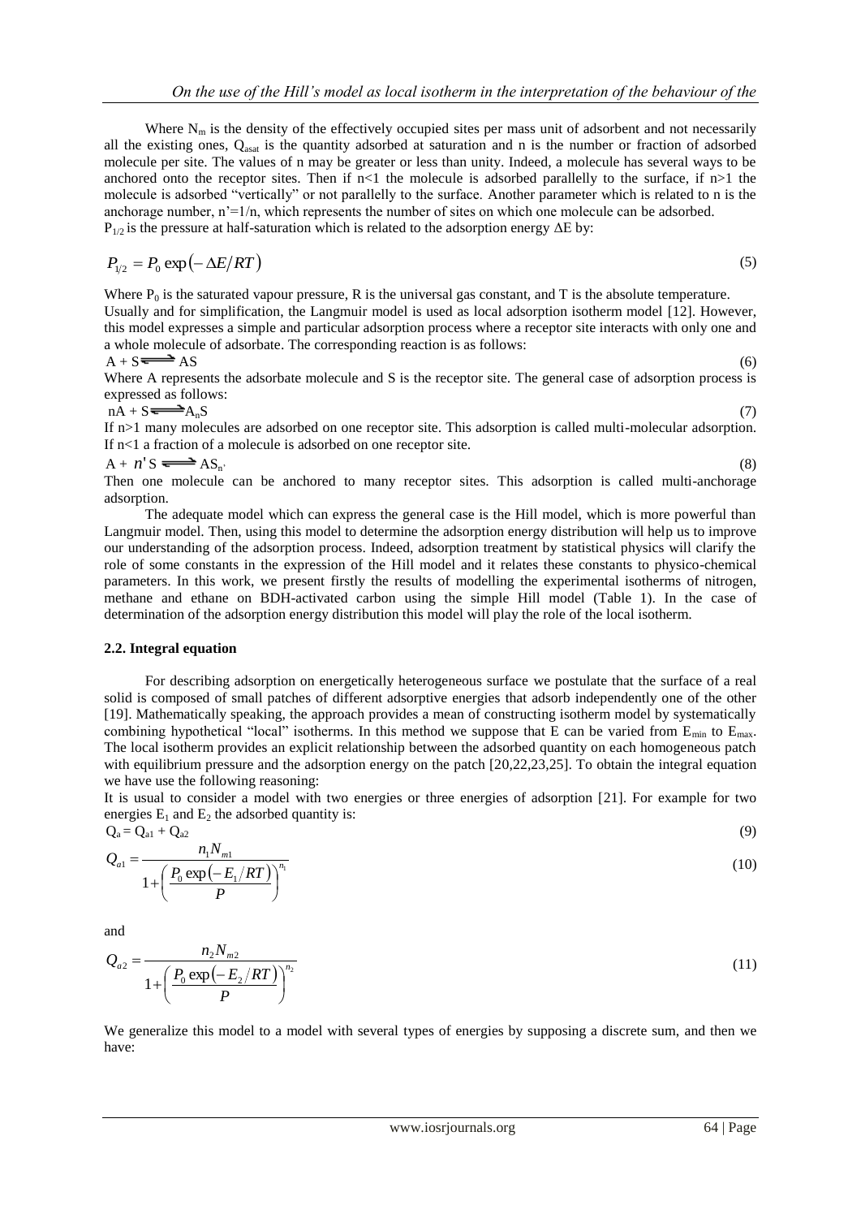Where $N_m$ is the density of the effectively occupied sites per mass unit of adsorbent and not necessarily all the existing ones, $Q_{asat}$ is the quantity adsorbed at saturation and n is the number or fraction of adsorbed molecule per site. The values of n may be greater or less than unity. Indeed, a molecule has several ways to be anchored onto the receptor sites. Then if $n<1$ the molecule is adsorbed parallelly to the surface, if $n>1$ the molecule is adsorbed "vertically" or not parallelly to the surface. Another parameter which is related to n is the anchorage number, $n'=1/n$, which represents the number of sites on which one molecule can be adsorbed.
$P_{1/2}$ is the pressure at half-saturation which is related to the adsorption energy $\Delta E$ by:

$$P_{1/2} = P_0 \exp\left(-\Delta E/RT\right) \tag{5}$$

Where $P_0$ is the saturated vapour pressure, R is the universal gas constant, and T is the absolute temperature.
Usually and for simplification, the Langmuir model is used as local adsorption isotherm model [12]. However, this model expresses a simple and particular adsorption process where a receptor site interacts with only one and a whole molecule of adsorbate. The corresponding reaction is as follows:

$$A + S \rightleftharpoons AS \tag{6}$$

Where A represents the adsorbate molecule and S is the receptor site. The general case of adsorption process is expressed as follows:

$$nA + S \rightleftharpoons A_nS \tag{7}$$

If $n>1$ many molecules are adsorbed on one receptor site. This adsorption is called multi-molecular adsorption. If $n<1$ a fraction of a molecule is adsorbed on one receptor site.

$$A + n'S \rightleftharpoons AS_{n'} \tag{8}$$

Then one molecule can be anchored to many receptor sites. This adsorption is called multi-anchorage adsorption.

The adequate model which can express the general case is the Hill model, which is more powerful than Langmuir model. Then, using this model to determine the adsorption energy distribution will help us to improve our understanding of the adsorption process. Indeed, adsorption treatment by statistical physics will clarify the role of some constants in the expression of the Hill model and it relates these constants to physico-chemical parameters. In this work, we present firstly the results of modelling the experimental isotherms of nitrogen, methane and ethane on BDH-activated carbon using the simple Hill model (Table 1). In the case of determination of the adsorption energy distribution this model will play the role of the local isotherm.

### 2.2. Integral equation

For describing adsorption on energetically heterogeneous surface we postulate that the surface of a real solid is composed of small patches of different adsorptive energies that adsorb independently one of the other [19]. Mathematically speaking, the approach provides a mean of constructing isotherm model by systematically combining hypothetical "local" isotherms. In this method we suppose that E can be varied from $E_{min}$ to $E_{max}$. The local isotherm provides an explicit relationship between the adsorbed quantity on each homogeneous patch with equilibrium pressure and the adsorption energy on the patch [20,22,23,25]. To obtain the integral equation we have use the following reasoning:

It is usual to consider a model with two energies or three energies of adsorption [21]. For example for two energies $E_1$ and $E_2$ the adsorbed quantity is:

$$Q_a = Q_{a1} + Q_{a2} \tag{9}$$

$$Q_{a1} = \frac{n_1 N_{m1}}{1 + \left(\dfrac{P_0 \exp\left(-E_1/RT\right)}{P}\right)^{n_1}} \tag{10}$$

and

$$Q_{a2} = \frac{n_2 N_{m2}}{1 + \left(\dfrac{P_0 \exp\left(-E_2/RT\right)}{P}\right)^{n_2}} \tag{11}$$

We generalize this model to a model with several types of energies by supposing a discrete sum, and then we have: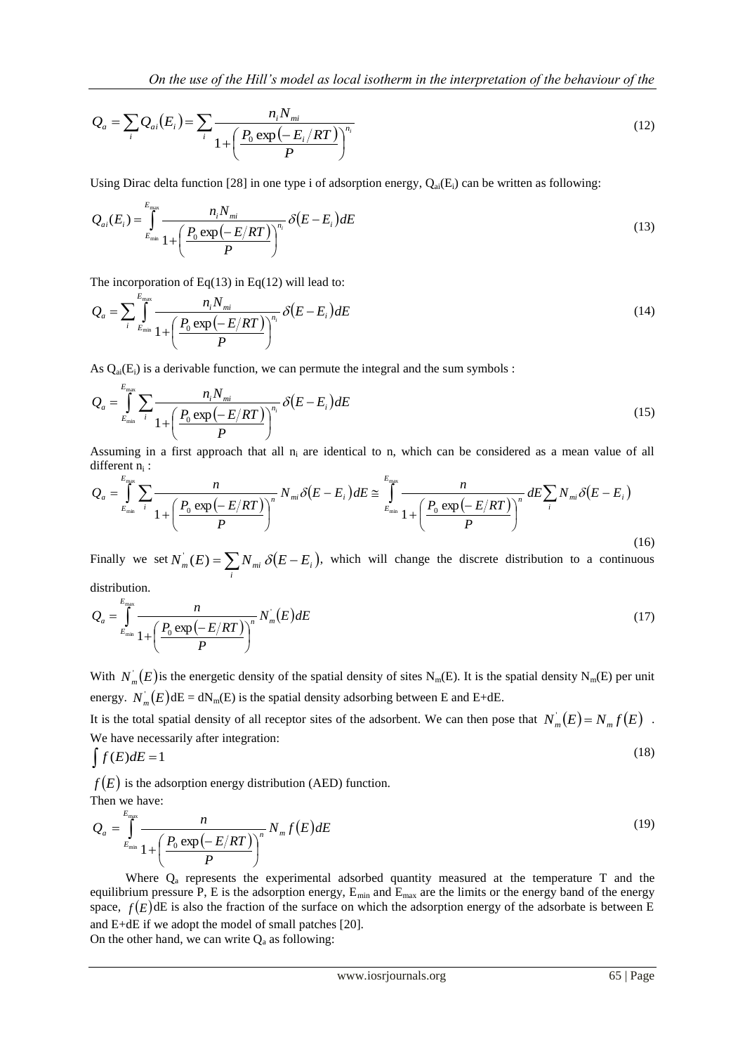$$Q_a = \sum_i Q_{ai}(E_i) = \sum_i \frac{n_i N_{mi}}{1 + \left( \frac{P_0 \exp(-E_i/RT)}{P} \right)^{n_i}} \tag{12}$$

Using Dirac delta function [28] in one type i of adsorption energy, $Q_{ai}(E_i)$ can be written as following:

$$Q_{ai}(E_i) = \int_{E_{\min}}^{E_{\max}} \frac{n_i N_{mi}}{1 + \left( \frac{P_0 \exp(-E/RT)}{P} \right)^{n_i}} \delta(E - E_i) dE \tag{13}$$

The incorporation of Eq(13) in Eq(12) will lead to:

$$Q_a = \sum_i \int_{E_{\min}}^{E_{\max}} \frac{n_i N_{mi}}{1 + \left( \frac{P_0 \exp(-E/RT)}{P} \right)^{n_i}} \delta(E - E_i) dE \tag{14}$$

As $Q_{ai}(E_i)$ is a derivable function, we can permute the integral and the sum symbols :

$$Q_a = \int_{E_{\min}}^{E_{\max}} \sum_i \frac{n_i N_{mi}}{1 + \left( \frac{P_0 \exp(-E/RT)}{P} \right)^{n_i}} \delta(E - E_i) dE \tag{15}$$

Assuming in a first approach that all $n_i$ are identical to n, which can be considered as a mean value of all different $n_i$ :

$$Q_a = \int_{E_{\min}}^{E_{\max}} \sum_i \frac{n}{1 + \left( \frac{P_0 \exp(-E/RT)}{P} \right)^{n}} N_{mi} \delta(E - E_i) dE \cong \int_{E_{\min}}^{E_{\max}} \frac{n}{1 + \left( \frac{P_0 \exp(-E/RT)}{P} \right)^{n}} dE \sum_i N_{mi} \delta(E - E_i) \tag{16}$$

Finally we set $N'_m(E) = \sum_i N_{mi} \delta(E - E_i)$, which will change the discrete distribution to a continuous distribution.

$$Q_a = \int_{E_{\min}}^{E_{\max}} \frac{n}{1 + \left( \frac{P_0 \exp(-E/RT)}{P} \right)^{n}} N'_m(E) dE \tag{17}$$

With $N'_m(E)$ is the energetic density of the spatial density of sites $N_m(E)$. It is the spatial density $N_m(E)$ per unit energy. $N'_m(E)dE = dN_m(E)$ is the spatial density adsorbing between E and E+dE.

It is the total spatial density of all receptor sites of the adsorbent. We can then pose that $N'_m(E) = N_m f(E)$ .

We have necessarily after integration:

$$\int f(E) dE = 1 \tag{18}$$

$f(E)$ is the adsorption energy distribution (AED) function.

Then we have:

$$Q_a = \int_{E_{\min}}^{E_{\max}} \frac{n}{1 + \left( \frac{P_0 \exp(-E/RT)}{P} \right)^{n}} N_m f(E) dE \tag{19}$$

Where $Q_a$ represents the experimental adsorbed quantity measured at the temperature T and the equilibrium pressure P, E is the adsorption energy, $E_{\min}$ and $E_{\max}$ are the limits or the energy band of the energy space, $f(E)$dE is also the fraction of the surface on which the adsorption energy of the adsorbate is between E and E+dE if we adopt the model of small patches [20].

On the other hand, we can write $Q_a$ as following: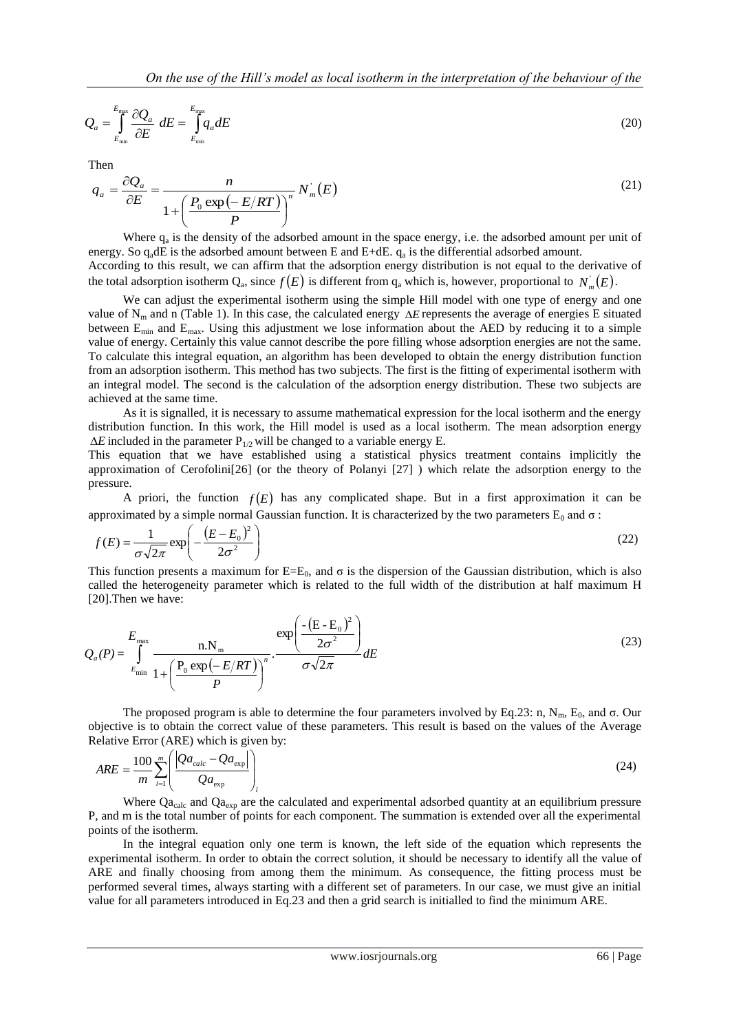$$Q_a = \int_{E_{\min}}^{E_{\max}} \frac{\partial Q_a}{\partial E}\, dE = \int_{E_{\min}}^{E_{\max}} q_a dE \tag{20}$$

Then

$$q_a = \frac{\partial Q_a}{\partial E} = \frac{n}{1+\left(\frac{P_0 \exp(-E/RT)}{P}\right)^n} N'_m(E) \tag{21}$$

Where $q_a$ is the density of the adsorbed amount in the space energy, i.e. the adsorbed amount per unit of energy. So $q_a dE$ is the adsorbed amount between E and E+dE. $q_a$ is the differential adsorbed amount.

According to this result, we can affirm that the adsorption energy distribution is not equal to the derivative of the total adsorption isotherm $Q_a$, since $f(E)$ is different from $q_a$ which is, however, proportional to $N'_m(E)$.

We can adjust the experimental isotherm using the simple Hill model with one type of energy and one value of $N_m$ and n (Table 1). In this case, the calculated energy $\Delta E$ represents the average of energies E situated between $E_{min}$ and $E_{max}$. Using this adjustment we lose information about the AED by reducing it to a simple value of energy. Certainly this value cannot describe the pore filling whose adsorption energies are not the same. To calculate this integral equation, an algorithm has been developed to obtain the energy distribution function from an adsorption isotherm. This method has two subjects. The first is the fitting of experimental isotherm with an integral model. The second is the calculation of the adsorption energy distribution. These two subjects are achieved at the same time.

As it is signalled, it is necessary to assume mathematical expression for the local isotherm and the energy distribution function. In this work, the Hill model is used as a local isotherm. The mean adsorption energy $\Delta E$ included in the parameter $P_{1/2}$ will be changed to a variable energy E.

This equation that we have established using a statistical physics treatment contains implicitly the approximation of Cerofolini[26] (or the theory of Polanyi [27] ) which relate the adsorption energy to the pressure.

A priori, the function $f(E)$ has any complicated shape. But in a first approximation it can be approximated by a simple normal Gaussian function. It is characterized by the two parameters $E_0$ and $\sigma$ :

$$f(E) = \frac{1}{\sigma\sqrt{2\pi}} \exp\left(-\frac{(E-E_0)^2}{2\sigma^2}\right) \tag{22}$$

This function presents a maximum for $E=E_0$, and $\sigma$ is the dispersion of the Gaussian distribution, which is also called the heterogeneity parameter which is related to the full width of the distribution at half maximum H [20].Then we have:

$$Q_a(P) = \int_{E_{\min}}^{E_{\max}} \frac{n.N_m}{1+\left(\frac{P_0 \exp(-E/RT)}{P}\right)^n} . \frac{\exp\left(\frac{-(E-E_0)^2}{2\sigma^2}\right)}{\sigma\sqrt{2\pi}} dE \tag{23}$$

The proposed program is able to determine the four parameters involved by Eq.23: n, $N_m$, $E_0$, and $\sigma$. Our objective is to obtain the correct value of these parameters. This result is based on the values of the Average Relative Error (ARE) which is given by:

$$ARE = \frac{100}{m} \sum_{i=1}^{m} \left( \frac{\left| Qa_{calc} - Qa_{\exp} \right|}{Qa_{\exp}} \right)_i \tag{24}$$

Where $Qa_{calc}$ and $Qa_{exp}$ are the calculated and experimental adsorbed quantity at an equilibrium pressure P, and m is the total number of points for each component. The summation is extended over all the experimental points of the isotherm.

In the integral equation only one term is known, the left side of the equation which represents the experimental isotherm. In order to obtain the correct solution, it should be necessary to identify all the value of ARE and finally choosing from among them the minimum. As consequence, the fitting process must be performed several times, always starting with a different set of parameters. In our case, we must give an initial value for all parameters introduced in Eq.23 and then a grid search is initialled to find the minimum ARE.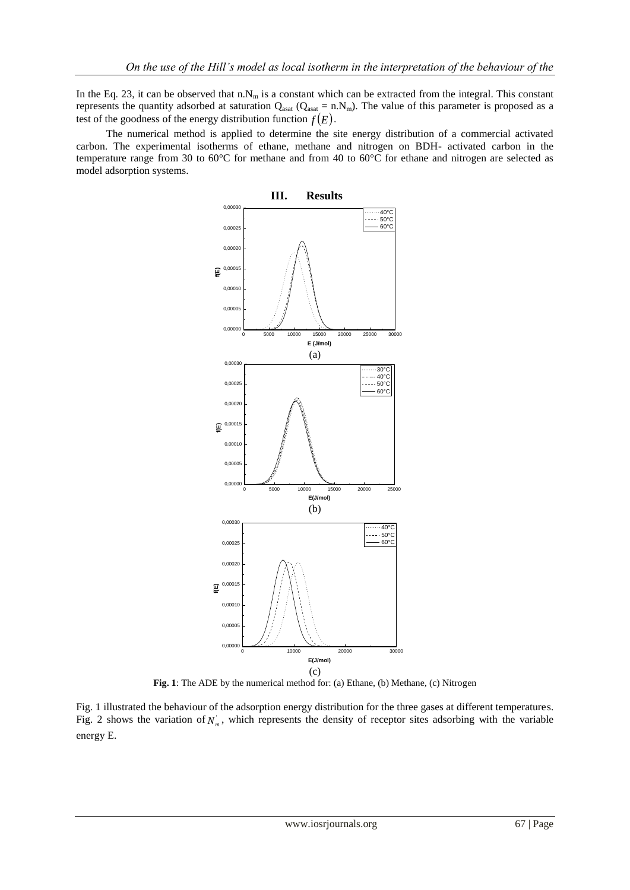In the Eq. 23, it can be observed that $n.N_m$ is a constant which can be extracted from the integral. This constant represents the quantity adsorbed at saturation $Q_{asat}$ ($Q_{asat} = n.N_m$). The value of this parameter is proposed as a test of the goodness of the energy distribution function $f(E)$.

The numerical method is applied to determine the site energy distribution of a commercial activated carbon. The experimental isotherms of ethane, methane and nitrogen on BDH- activated carbon in the temperature range from 30 to 60°C for methane and from 40 to 60°C for ethane and nitrogen are selected as model adsorption systems.

# III. Results

**Fig. 1**: The ADE by the numerical method for: (a) Ethane, (b) Methane, (c) Nitrogen

Fig. 1 illustrated the behaviour of the adsorption energy distribution for the three gases at different temperatures. Fig. 2 shows the variation of $N_m^{'}$, which represents the density of receptor sites adsorbing with the variable energy E.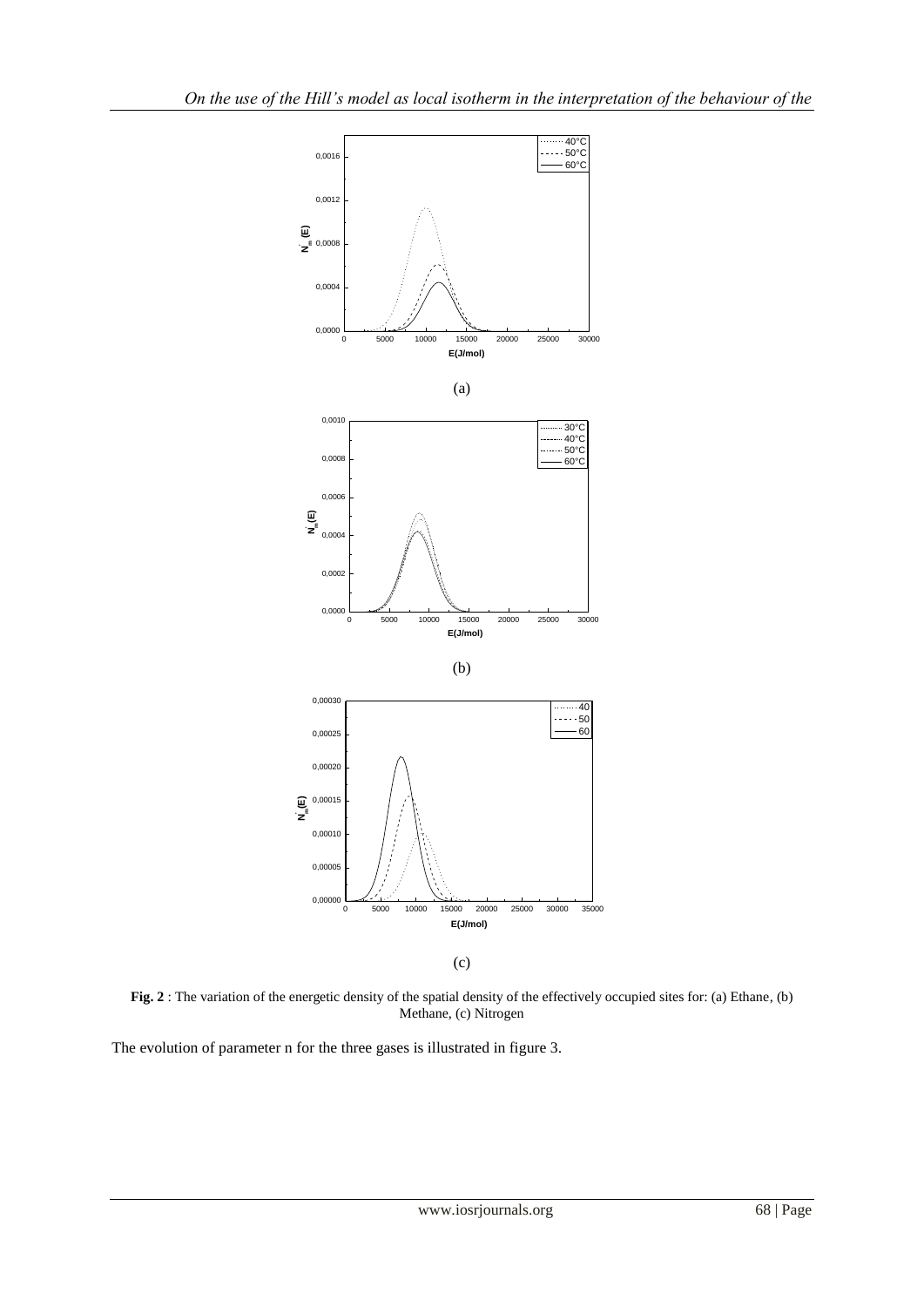(a)

(b)

(c)

**Fig. 2** : The variation of the energetic density of the spatial density of the effectively occupied sites for: (a) Ethane, (b) Methane, (c) Nitrogen

The evolution of parameter n for the three gases is illustrated in figure 3.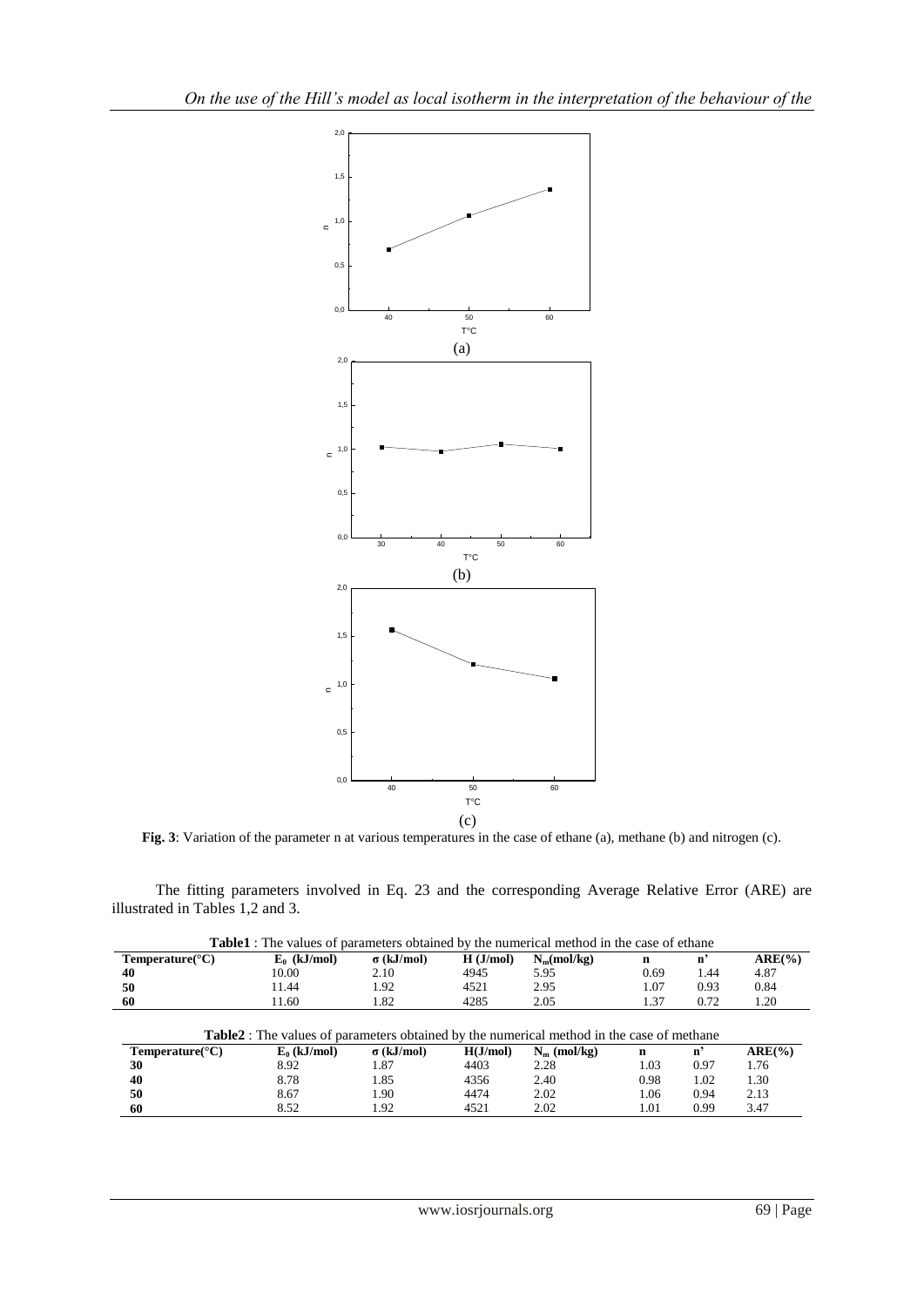(a)

(b)

(c)

**Fig. 3**: Variation of the parameter n at various temperatures in the case of ethane (a), methane (b) and nitrogen (c).

The fitting parameters involved in Eq. 23 and the corresponding Average Relative Error (ARE) are illustrated in Tables 1,2 and 3.

**Table1** : The values of parameters obtained by the numerical method in the case of ethane

| Temperature(°C) | $E_0$ (kJ/mol) | σ (kJ/mol) | H (J/mol) | $N_m$(mol/kg) | n | n' | ARE(%) |
|---|---|---|---|---|---|---|---|
| **40** | 10.00 | 2.10 | 4945 | 5.95 | 0.69 | 1.44 | 4.87 |
| **50** | 11.44 | 1.92 | 4521 | 2.95 | 1.07 | 0.93 | 0.84 |
| **60** | 11.60 | 1.82 | 4285 | 2.05 | 1.37 | 0.72 | 1.20 |

**Table2** : The values of parameters obtained by the numerical method in the case of methane

| Temperature(°C) | $E_0$ (kJ/mol) | σ (kJ/mol) | H(J/mol) | $N_m$ (mol/kg) | n | n' | ARE(%) |
|---|---|---|---|---|---|---|---|
| **30** | 8.92 | 1.87 | 4403 | 2.28 | 1.03 | 0.97 | 1.76 |
| **40** | 8.78 | 1.85 | 4356 | 2.40 | 0.98 | 1.02 | 1.30 |
| **50** | 8.67 | 1.90 | 4474 | 2.02 | 1.06 | 0.94 | 2.13 |
| **60** | 8.52 | 1.92 | 4521 | 2.02 | 1.01 | 0.99 | 3.47 |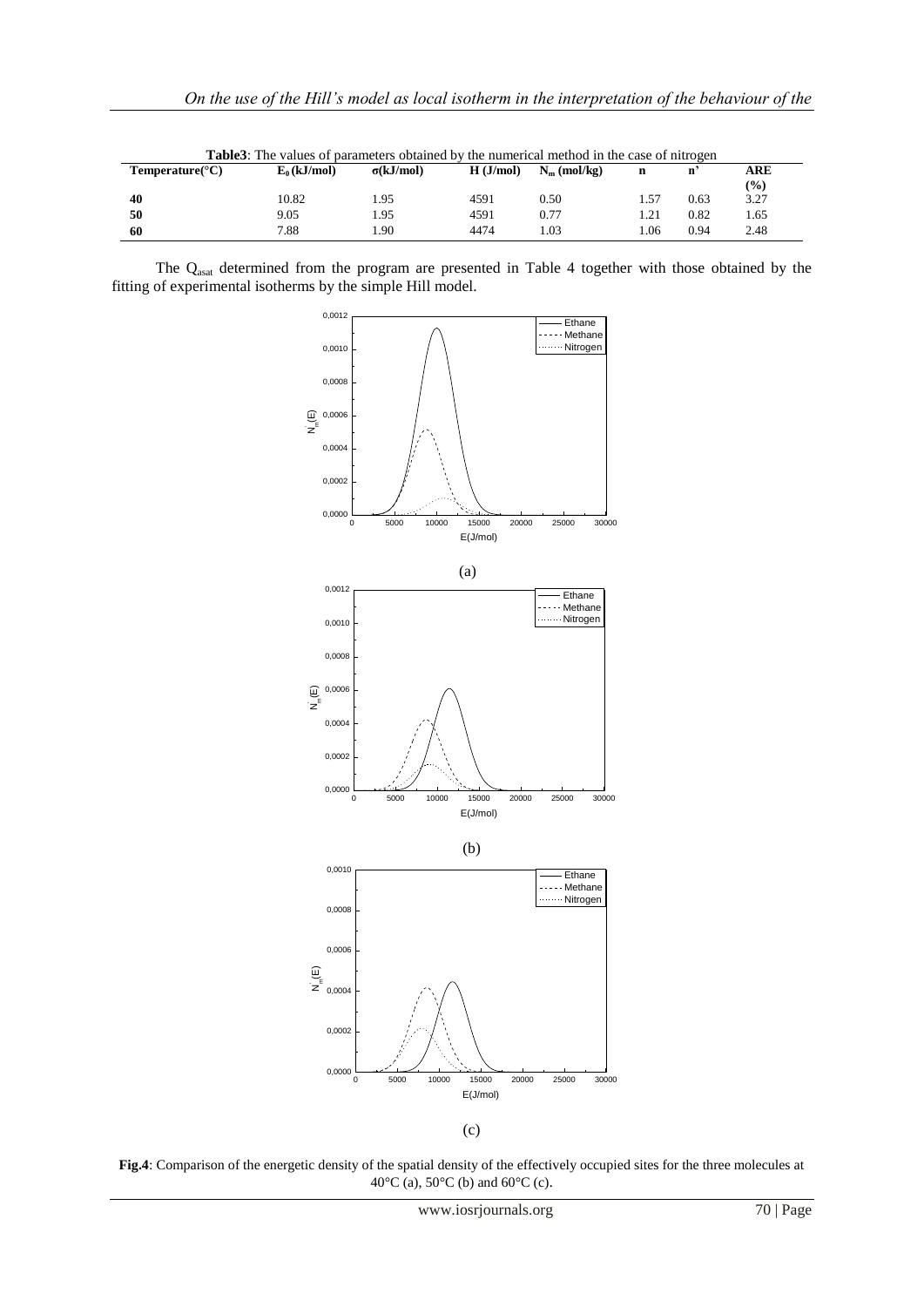**Table3**: The values of parameters obtained by the numerical method in the case of nitrogen

| Temperature(°C) | $E_0$ (kJ/mol) | σ(kJ/mol) | H (J/mol) | $N_m$ (mol/kg) | n | n' | ARE (%) |
|---|---|---|---|---|---|---|---|
| **40** | 10.82 | 1.95 | 4591 | 0.50 | 1.57 | 0.63 | 3.27 |
| **50** | 9.05 | 1.95 | 4591 | 0.77 | 1.21 | 0.82 | 1.65 |
| **60** | 7.88 | 1.90 | 4474 | 1.03 | 1.06 | 0.94 | 2.48 |

The $Q_{asat}$ determined from the program are presented in Table 4 together with those obtained by the fitting of experimental isotherms by the simple Hill model.

(a)

(b)

(c)

**Fig.4**: Comparison of the energetic density of the spatial density of the effectively occupied sites for the three molecules at 40°C (a), 50°C (b) and 60°C (c).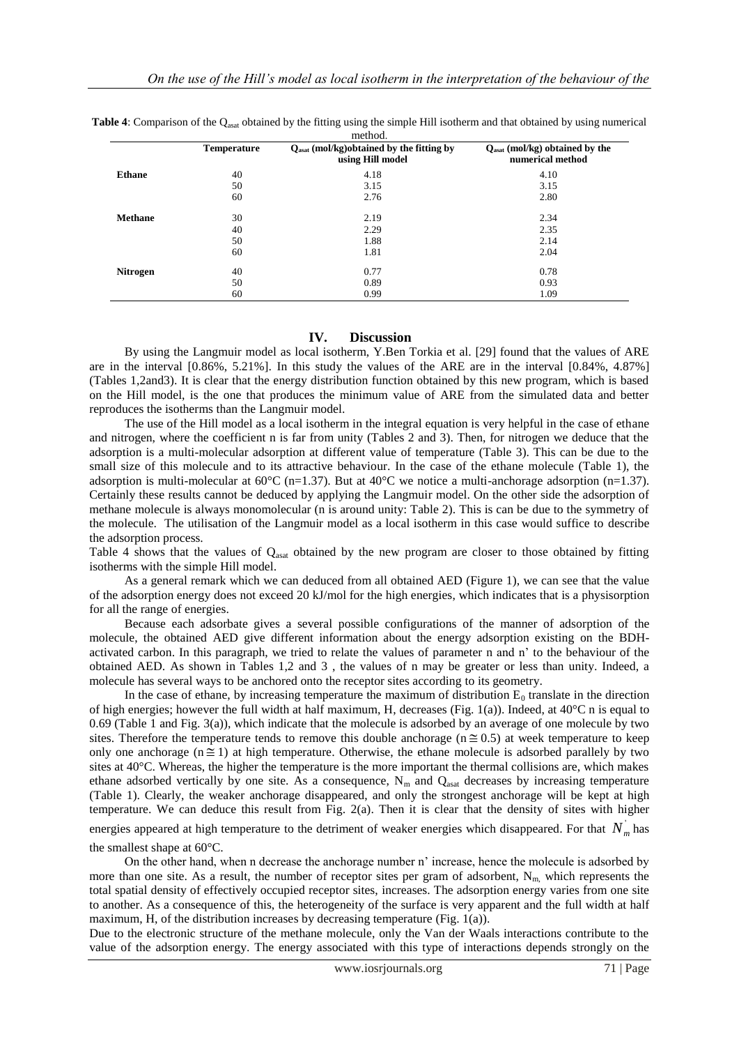**Table 4**: Comparison of the $Q_{asat}$ obtained by the fitting using the simple Hill isotherm and that obtained by using numerical method.

| | Temperature | $Q_{asat}$ (mol/kg)obtained by the fitting by using Hill model | $Q_{asat}$ (mol/kg) obtained by the numerical method |
|---|---|---|---|
| **Ethane** | 40 | 4.18 | 4.10 |
| | 50 | 3.15 | 3.15 |
| | 60 | 2.76 | 2.80 |
| **Methane** | 30 | 2.19 | 2.34 |
| | 40 | 2.29 | 2.35 |
| | 50 | 1.88 | 2.14 |
| | 60 | 1.81 | 2.04 |
| **Nitrogen** | 40 | 0.77 | 0.78 |
| | 50 | 0.89 | 0.93 |
| | 60 | 0.99 | 1.09 |

## IV. Discussion

By using the Langmuir model as local isotherm, Y.Ben Torkia et al. [29] found that the values of ARE are in the interval [0.86%, 5.21%]. In this study the values of the ARE are in the interval [0.84%, 4.87%] (Tables 1,2and3). It is clear that the energy distribution function obtained by this new program, which is based on the Hill model, is the one that produces the minimum value of ARE from the simulated data and better reproduces the isotherms than the Langmuir model.

The use of the Hill model as a local isotherm in the integral equation is very helpful in the case of ethane and nitrogen, where the coefficient n is far from unity (Tables 2 and 3). Then, for nitrogen we deduce that the adsorption is a multi-molecular adsorption at different value of temperature (Table 3). This can be due to the small size of this molecule and to its attractive behaviour. In the case of the ethane molecule (Table 1), the adsorption is multi-molecular at 60°C (n=1.37). But at 40°C we notice a multi-anchorage adsorption (n=1.37). Certainly these results cannot be deduced by applying the Langmuir model. On the other side the adsorption of methane molecule is always monomolecular (n is around unity: Table 2). This is can be due to the symmetry of the molecule. The utilisation of the Langmuir model as a local isotherm in this case would suffice to describe the adsorption process.

Table 4 shows that the values of $Q_{asat}$ obtained by the new program are closer to those obtained by fitting isotherms with the simple Hill model.

As a general remark which we can deduced from all obtained AED (Figure 1), we can see that the value of the adsorption energy does not exceed 20 kJ/mol for the high energies, which indicates that is a physisorption for all the range of energies.

Because each adsorbate gives a several possible configurations of the manner of adsorption of the molecule, the obtained AED give different information about the energy adsorption existing on the BDH-activated carbon. In this paragraph, we tried to relate the values of parameter n and n' to the behaviour of the obtained AED. As shown in Tables 1,2 and 3 , the values of n may be greater or less than unity. Indeed, a molecule has several ways to be anchored onto the receptor sites according to its geometry.

In the case of ethane, by increasing temperature the maximum of distribution $E_0$ translate in the direction of high energies; however the full width at half maximum, H, decreases (Fig. 1(a)). Indeed, at 40°C n is equal to 0.69 (Table 1 and Fig. 3(a)), which indicate that the molecule is adsorbed by an average of one molecule by two sites. Therefore the temperature tends to remove this double anchorage ($n \cong 0.5$) at week temperature to keep only one anchorage ($n \cong 1$) at high temperature. Otherwise, the ethane molecule is adsorbed parallely by two sites at 40°C. Whereas, the higher the temperature is the more important the thermal collisions are, which makes ethane adsorbed vertically by one site. As a consequence, $N_m$ and $Q_{asat}$ decreases by increasing temperature (Table 1). Clearly, the weaker anchorage disappeared, and only the strongest anchorage will be kept at high temperature. We can deduce this result from Fig. 2(a). Then it is clear that the density of sites with higher energies appeared at high temperature to the detriment of weaker energies which disappeared. For that $N_m^{'}$ has the smallest shape at 60°C.

On the other hand, when n decrease the anchorage number n' increase, hence the molecule is adsorbed by more than one site. As a result, the number of receptor sites per gram of adsorbent, $N_m$, which represents the total spatial density of effectively occupied receptor sites, increases. The adsorption energy varies from one site to another. As a consequence of this, the heterogeneity of the surface is very apparent and the full width at half maximum, H, of the distribution increases by decreasing temperature (Fig. 1(a)).

Due to the electronic structure of the methane molecule, only the Van der Waals interactions contribute to the value of the adsorption energy. The energy associated with this type of interactions depends strongly on the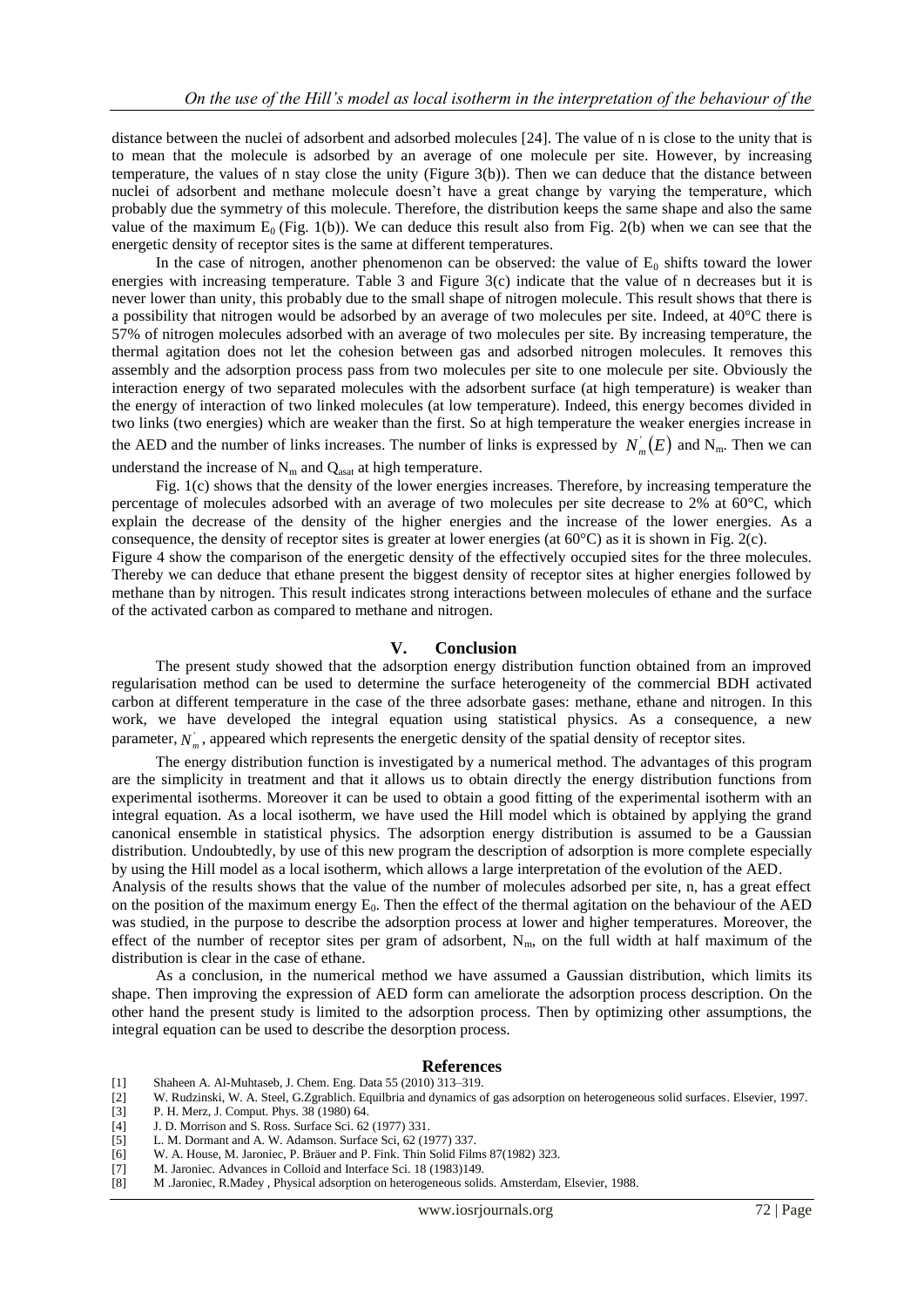distance between the nuclei of adsorbent and adsorbed molecules [24]. The value of n is close to the unity that is to mean that the molecule is adsorbed by an average of one molecule per site. However, by increasing temperature, the values of n stay close the unity (Figure 3(b)). Then we can deduce that the distance between nuclei of adsorbent and methane molecule doesn't have a great change by varying the temperature, which probably due the symmetry of this molecule. Therefore, the distribution keeps the same shape and also the same value of the maximum $E_0$ (Fig. 1(b)). We can deduce this result also from Fig. 2(b) when we can see that the energetic density of receptor sites is the same at different temperatures.

In the case of nitrogen, another phenomenon can be observed: the value of $E_0$ shifts toward the lower energies with increasing temperature. Table 3 and Figure 3(c) indicate that the value of n decreases but it is never lower than unity, this probably due to the small shape of nitrogen molecule. This result shows that there is a possibility that nitrogen would be adsorbed by an average of two molecules per site. Indeed, at 40°C there is 57% of nitrogen molecules adsorbed with an average of two molecules per site. By increasing temperature, the thermal agitation does not let the cohesion between gas and adsorbed nitrogen molecules. It removes this assembly and the adsorption process pass from two molecules per site to one molecule per site. Obviously the interaction energy of two separated molecules with the adsorbent surface (at high temperature) is weaker than the energy of interaction of two linked molecules (at low temperature). Indeed, this energy becomes divided in two links (two energies) which are weaker than the first. So at high temperature the weaker energies increase in the AED and the number of links increases. The number of links is expressed by $N_m^{'}(E)$ and $N_m$. Then we can understand the increase of $N_m$ and $Q_{asat}$ at high temperature.

Fig. 1(c) shows that the density of the lower energies increases. Therefore, by increasing temperature the percentage of molecules adsorbed with an average of two molecules per site decrease to 2% at 60°C, which explain the decrease of the density of the higher energies and the increase of the lower energies. As a consequence, the density of receptor sites is greater at lower energies (at 60°C) as it is shown in Fig. 2(c).

Figure 4 show the comparison of the energetic density of the effectively occupied sites for the three molecules. Thereby we can deduce that ethane present the biggest density of receptor sites at higher energies followed by methane than by nitrogen. This result indicates strong interactions between molecules of ethane and the surface of the activated carbon as compared to methane and nitrogen.

## V. Conclusion

The present study showed that the adsorption energy distribution function obtained from an improved regularisation method can be used to determine the surface heterogeneity of the commercial BDH activated carbon at different temperature in the case of the three adsorbate gases: methane, ethane and nitrogen. In this work, we have developed the integral equation using statistical physics. As a consequence, a new parameter, $N_m^{'}$, appeared which represents the energetic density of the spatial density of receptor sites.

The energy distribution function is investigated by a numerical method. The advantages of this program are the simplicity in treatment and that it allows us to obtain directly the energy distribution functions from experimental isotherms. Moreover it can be used to obtain a good fitting of the experimental isotherm with an integral equation. As a local isotherm, we have used the Hill model which is obtained by applying the grand canonical ensemble in statistical physics. The adsorption energy distribution is assumed to be a Gaussian distribution. Undoubtedly, by use of this new program the description of adsorption is more complete especially by using the Hill model as a local isotherm, which allows a large interpretation of the evolution of the AED.

Analysis of the results shows that the value of the number of molecules adsorbed per site, n, has a great effect on the position of the maximum energy $E_0$. Then the effect of the thermal agitation on the behaviour of the AED was studied, in the purpose to describe the adsorption process at lower and higher temperatures. Moreover, the effect of the number of receptor sites per gram of adsorbent, $N_m$, on the full width at half maximum of the distribution is clear in the case of ethane.

As a conclusion, in the numerical method we have assumed a Gaussian distribution, which limits its shape. Then improving the expression of AED form can ameliorate the adsorption process description. On the other hand the present study is limited to the adsorption process. Then by optimizing other assumptions, the integral equation can be used to describe the desorption process.

## References

[1] Shaheen A. Al-Muhtaseb, J. Chem. Eng. Data 55 (2010) 313–319.

[2] W. Rudzinski, W. A. Steel, G.Zgrablich. Equilbria and dynamics of gas adsorption on heterogeneous solid surfaces. Elsevier, 1997.

[3] P. H. Merz, J. Comput. Phys. 38 (1980) 64.

[4] J. D. Morrison and S. Ross. Surface Sci. 62 (1977) 331.

[5] L. M. Dormant and A. W. Adamson. Surface Sci, 62 (1977) 337.

[6] W. A. House, M. Jaroniec, P. Bräuer and P. Fink. Thin Solid Films 87(1982) 323.

[7] M. Jaroniec. Advances in Colloid and Interface Sci. 18 (1983)149.

[8] M .Jaroniec, R.Madey , Physical adsorption on heterogeneous solids. Amsterdam, Elsevier, 1988.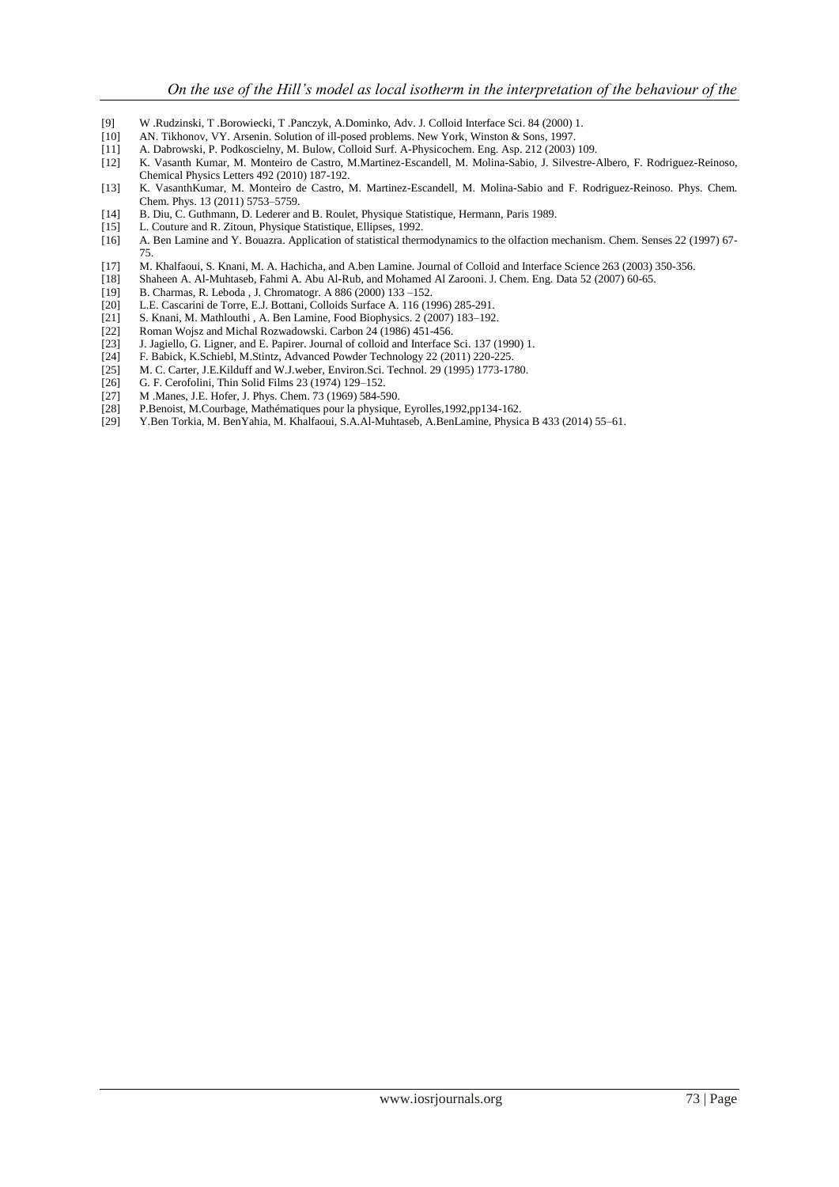[9] W .Rudzinski, T .Borowiecki, T .Panczyk, A.Dominko, Adv. J. Colloid Interface Sci. 84 (2000) 1.

[10] AN. Tikhonov, VY. Arsenin. Solution of ill-posed problems. New York, Winston & Sons, 1997.

[11] A. Dabrowski, P. Podkoscielny, M. Bulow, Colloid Surf. A-Physicochem. Eng. Asp. 212 (2003) 109.

[12] K. Vasanth Kumar, M. Monteiro de Castro, M.Martinez-Escandell, M. Molina-Sabio, J. Silvestre-Albero, F. Rodriguez-Reinoso, Chemical Physics Letters 492 (2010) 187-192.

[13] K. VasanthKumar, M. Monteiro de Castro, M. Martinez-Escandell, M. Molina-Sabio and F. Rodriguez-Reinoso. Phys. Chem. Chem. Phys. 13 (2011) 5753–5759.

[14] B. Diu, C. Guthmann, D. Lederer and B. Roulet, Physique Statistique, Hermann, Paris 1989.

[15] L. Couture and R. Zitoun, Physique Statistique, Ellipses, 1992.

[16] A. Ben Lamine and Y. Bouazra. Application of statistical thermodynamics to the olfaction mechanism. Chem. Senses 22 (1997) 67-75.

[17] M. Khalfaoui, S. Knani, M. A. Hachicha, and A.ben Lamine. Journal of Colloid and Interface Science 263 (2003) 350-356.

[18] Shaheen A. Al-Muhtaseb, Fahmi A. Abu Al-Rub, and Mohamed Al Zarooni. J. Chem. Eng. Data 52 (2007) 60-65.

[19] B. Charmas, R. Leboda , J. Chromatogr. A 886 (2000) 133 –152.

[20] L.E. Cascarini de Torre, E.J. Bottani, Colloids Surface A. 116 (1996) 285-291.

[21] S. Knani, M. Mathlouthi , A. Ben Lamine, Food Biophysics. 2 (2007) 183–192.

[22] Roman Wojsz and Michal Rozwadowski. Carbon 24 (1986) 451-456.

[23] J. Jagiello, G. Ligner, and E. Papirer. Journal of colloid and Interface Sci. 137 (1990) 1.

[24] F. Babick, K.Schiebl, M.Stintz, Advanced Powder Technology 22 (2011) 220-225.

[25] M. C. Carter, J.E.Kilduff and W.J.weber, Environ.Sci. Technol. 29 (1995) 1773-1780.

[26] G. F. Cerofolini, Thin Solid Films 23 (1974) 129–152.

[27] M .Manes, J.E. Hofer, J. Phys. Chem. 73 (1969) 584-590.

[28] P.Benoist, M.Courbage, Mathématiques pour la physique, Eyrolles,1992,pp134-162.

[29] Y.Ben Torkia, M. BenYahia, M. Khalfaoui, S.A.Al-Muhtaseb, A.BenLamine, Physica B 433 (2014) 55–61.